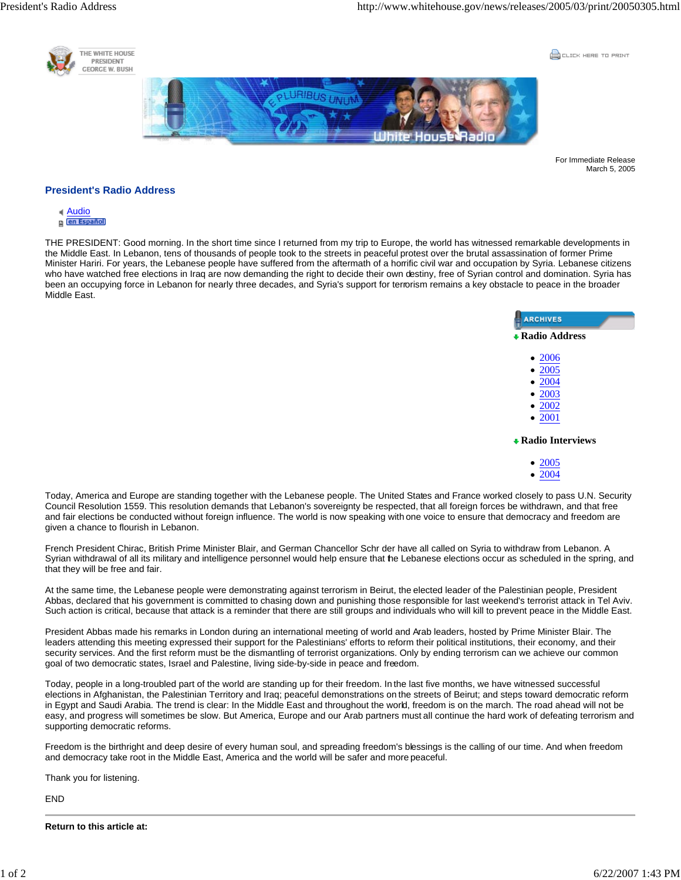THE WHITE HOUSE
PRESIDENT
GEORGE W. BUSH

CLICK HERE TO PRINT

For Immediate Release
March 5, 2005

## President's Radio Address

- Audio
- en Español

THE PRESIDENT: Good morning. In the short time since I returned from my trip to Europe, the world has witnessed remarkable developments in the Middle East. In Lebanon, tens of thousands of people took to the streets in peaceful protest over the brutal assassination of former Prime Minister Hariri. For years, the Lebanese people have suffered from the aftermath of a horrific civil war and occupation by Syria. Lebanese citizens who have watched free elections in Iraq are now demanding the right to decide their own destiny, free of Syrian control and domination. Syria has been an occupying force in Lebanon for nearly three decades, and Syria's support for terrorism remains a key obstacle to peace in the broader Middle East.

ARCHIVES

**Radio Address**

- 2006
- 2005
- 2004
- 2003
- 2002
- 2001

**Radio Interviews**

- 2005
- 2004

Today, America and Europe are standing together with the Lebanese people. The United States and France worked closely to pass U.N. Security Council Resolution 1559. This resolution demands that Lebanon's sovereignty be respected, that all foreign forces be withdrawn, and that free and fair elections be conducted without foreign influence. The world is now speaking with one voice to ensure that democracy and freedom are given a chance to flourish in Lebanon.

French President Chirac, British Prime Minister Blair, and German Chancellor Schr der have all called on Syria to withdraw from Lebanon. A Syrian withdrawal of all its military and intelligence personnel would help ensure that the Lebanese elections occur as scheduled in the spring, and that they will be free and fair.

At the same time, the Lebanese people were demonstrating against terrorism in Beirut, the elected leader of the Palestinian people, President Abbas, declared that his government is committed to chasing down and punishing those responsible for last weekend's terrorist attack in Tel Aviv. Such action is critical, because that attack is a reminder that there are still groups and individuals who will kill to prevent peace in the Middle East.

President Abbas made his remarks in London during an international meeting of world and Arab leaders, hosted by Prime Minister Blair. The leaders attending this meeting expressed their support for the Palestinians' efforts to reform their political institutions, their economy, and their security services. And the first reform must be the dismantling of terrorist organizations. Only by ending terrorism can we achieve our common goal of two democratic states, Israel and Palestine, living side-by-side in peace and freedom.

Today, people in a long-troubled part of the world are standing up for their freedom. In the last five months, we have witnessed successful elections in Afghanistan, the Palestinian Territory and Iraq; peaceful demonstrations on the streets of Beirut; and steps toward democratic reform in Egypt and Saudi Arabia. The trend is clear: In the Middle East and throughout the world, freedom is on the march. The road ahead will not be easy, and progress will sometimes be slow. But America, Europe and our Arab partners must all continue the hard work of defeating terrorism and supporting democratic reforms.

Freedom is the birthright and deep desire of every human soul, and spreading freedom's blessings is the calling of our time. And when freedom and democracy take root in the Middle East, America and the world will be safer and more peaceful.

Thank you for listening.

END

---

**Return to this article at:**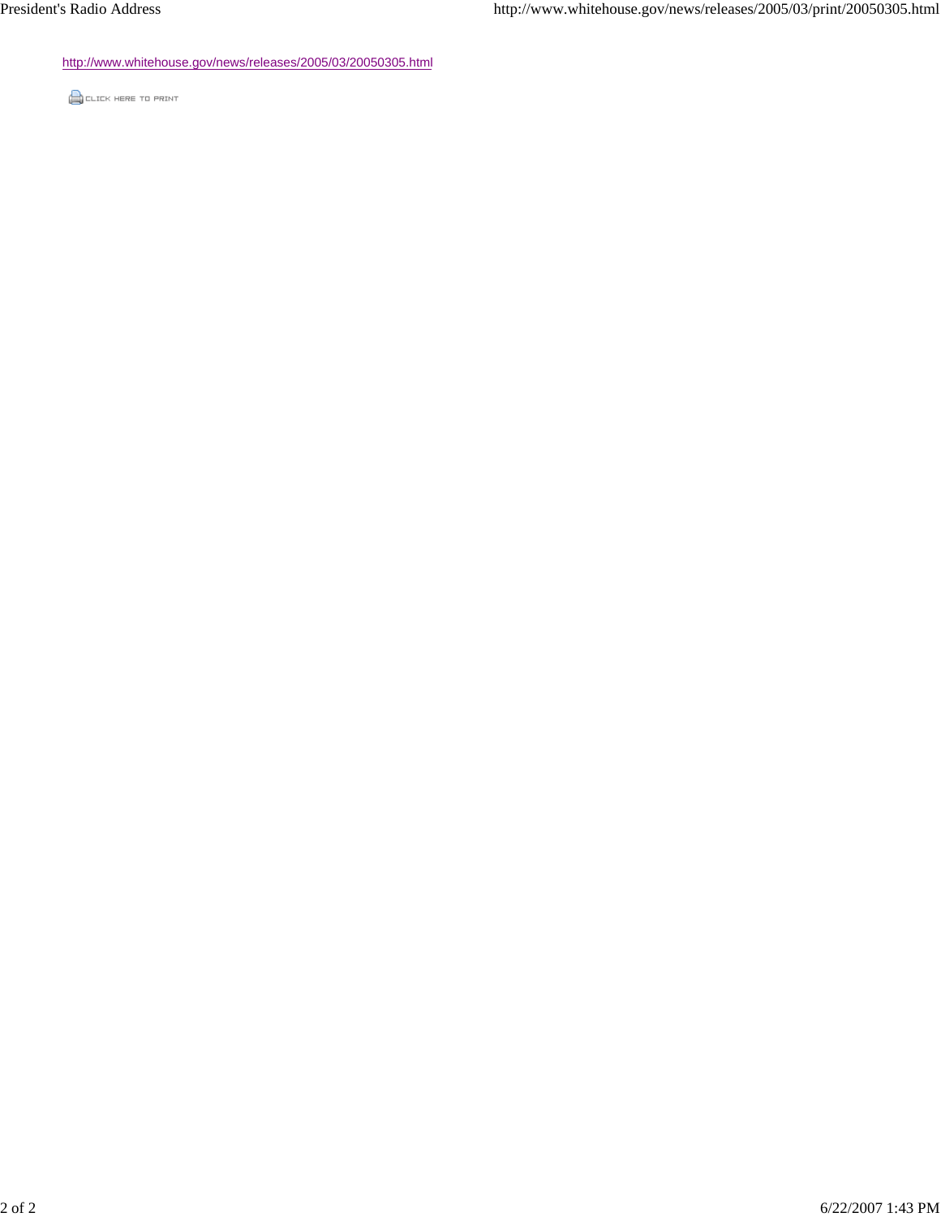http://www.whitehouse.gov/news/releases/2005/03/20050305.html

CLICK HERE TO PRINT